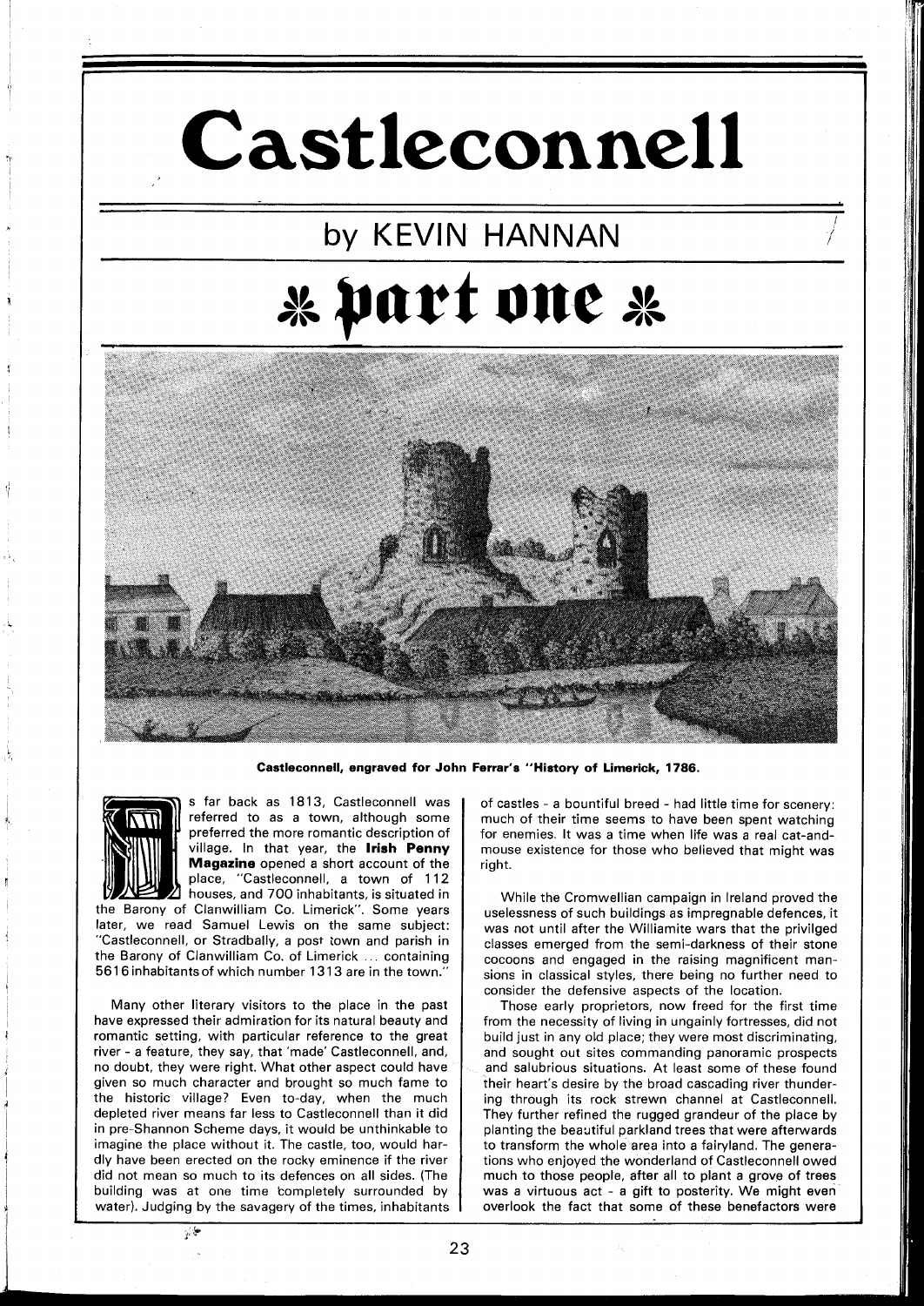# Castleconnell

## by KEVIN HANNAN

## ❊ part one ❊

**Castleconnell, engraved for John Ferrar's "History of Limerick, 1786.**

As far back as 1813, Castleconnell was referred to as a town, although some preferred the more romantic description of village. In that year, the **Irish Penny Magazine** opened a short account of the place, "Castleconnell, a town of 112 houses, and 700 inhabitants, is situated in the Barony of Clanwilliam Co. Limerick". Some years later, we read Samuel Lewis on the same subject: "Castleconnell, or Stradbally, a post town and parish in the Barony of Clanwilliam Co. of Limerick ... containing 5616 inhabitants of which number 1313 are in the town."

Many other literary visitors to the place in the past have expressed their admiration for its natural beauty and romantic setting, with particular reference to the great river - a feature, they say, that 'made' Castleconnell, and, no doubt, they were right. What other aspect could have given so much character and brought so much fame to the historic village? Even to-day, when the much depleted river means far less to Castleconnell than it did in pre-Shannon Scheme days, it would be unthinkable to imagine the place without it. The castle, too, would hardly have been erected on the rocky eminence if the river did not mean so much to its defences on all sides. (The building was at one time completely surrounded by water). Judging by the savagery of the times, inhabitants of castles - a bountiful breed - had little time for scenery: much of their time seems to have been spent watching for enemies. It was a time when life was a real cat-and-mouse existence for those who believed that might was right.

While the Cromwellian campaign in Ireland proved the uselessness of such buildings as impregnable defences, it was not until after the Williamite wars that the privilged classes emerged from the semi-darkness of their stone cocoons and engaged in the raising magnificent mansions in classical styles, there being no further need to consider the defensive aspects of the location.

Those early proprietors, now freed for the first time from the necessity of living in ungainly fortresses, did not build just in any old place; they were most discriminating, and sought out sites commanding panoramic prospects and salubrious situations. At least some of these found their heart's desire by the broad cascading river thundering through its rock strewn channel at Castleconnell. They further refined the rugged grandeur of the place by planting the beautiful parkland trees that were afterwards to transform the whole area into a fairyland. The generations who enjoyed the wonderland of Castleconnell owed much to those people, after all to plant a grove of trees was a virtuous act - a gift to posterity. We might even overlook the fact that some of these benefactors were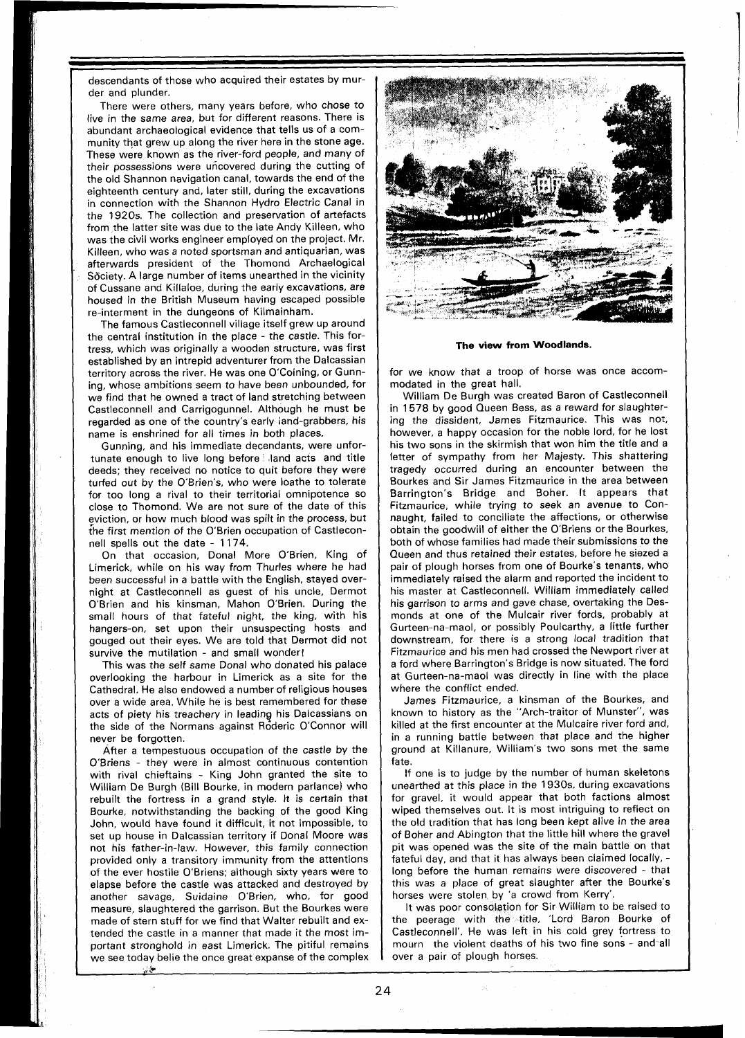descendants of those who acquired their estates by murder and plunder.

There were others, many years before, who chose to live in the same area, but for different reasons. There is abundant archaeological evidence that tells us of a community that grew up along the river here in the stone age. These were known as the river-ford people, and many of their possessions were uncovered during the cutting of the old Shannon navigation canal, towards the end of the eighteenth century and, later still, during the excavations in connection with the Shannon Hydro Electric Canal in the 1920s. The collection and preservation of artefacts from the latter site was due to the late Andy Killeen, who was the civil works engineer employed on the project. Mr. Killeen, who was a noted sportsman and antiquarian, was afterwards president of the Thomond Archaeological Society. A large number of items unearthed in the vicinity of Cussane and Killaloe, during the early excavations, are housed in the British Museum having escaped possible re-interment in the dungeons of Kilmainham.

The famous Castleconnell village itself grew up around the central institution in the place - the castle. This fortress, which was originally a wooden structure, was first established by an intrepid adventurer from the Dalcassian territory across the river. He was one O'Coining, or Gunning, whose ambitions seem to have been unbounded, for we find that he owned a tract of land stretching between Castleconnell and Carrigogunnel. Although he must be regarded as one of the country's early land-grabbers, his name is enshrined for all times in both places.

Gunning, and his immediate decendants, were unfortunate enough to live long before land acts and title deeds; they received no notice to quit before they were turfed out by the O'Brien's, who were loathe to tolerate for too long a rival to their territorial omnipotence so close to Thomond. We are not sure of the date of this eviction, or how much blood was spilt in the process, but the first mention of the O'Brien occupation of Castleconnell spells out the date - 1174.

On that occasion, Donal More O'Brien, King of Limerick, while on his way from Thurles where he had been successful in a battle with the English, stayed overnight at Castleconnell as guest of his uncle, Dermot O'Brien and his kinsman, Mahon O'Brien. During the small hours of that fateful night, the king, with his hangers-on, set upon their unsuspecting hosts and gouged out their eyes. We are told that Dermot did not survive the mutilation - and small wonder!

This was the self same Donal who donated his palace overlooking the harbour in Limerick as a site for the Cathedral. He also endowed a number of religious houses over a wide area. While he is best remembered for these acts of piety his treachery in leading his Dalcassians on the side of the Normans against Roderic O'Connor will never be forgotten.

After a tempestuous occupation of the castle by the O'Briens - they were in almost continuous contention with rival chieftains - King John granted the site to William De Burgh (Bill Bourke, in modern parlance) who rebuilt the fortress in a grand style. It is certain that Bourke, notwithstanding the backing of the good King John, would have found it difficult, it not impossible, to set up house in Dalcassian territory if Donal Moore was not his father-in-law. However, this family connection provided only a transitory immunity from the attentions of the ever hostile O'Briens; although sixty years were to elapse before the castle was attacked and destroyed by another savage, Suidaine O'Brien, who, for good measure, slaughtered the garrison. But the Bourkes were made of stern stuff for we find that Walter rebuilt and extended the castle in a manner that made it the most important stronghold in east Limerick. The pitiful remains we see today belie the once great expanse of the complex for we know that a troop of horse was once accommodated in the great hall.

**The view from Woodlands.**

William De Burgh was created Baron of Castleconnell in 1578 by good Queen Bess, as a reward for slaughtering the dissident, James Fitzmaurice. This was not, however, a happy occasion for the noble lord, for he lost his two sons in the skirmish that won him the title and a letter of sympathy from her Majesty. This shattering tragedy occurred during an encounter between the Bourkes and Sir James Fitzmaurice in the area between Barrington's Bridge and Boher. It appears that Fitzmaurice, while trying to seek an avenue to Connaught, failed to conciliate the affections, or otherwise obtain the goodwill of either the O'Briens or the Bourkes, both of whose families had made their submissions to the Queen and thus retained their estates, before he siezed a pair of plough horses from one of Bourke's tenants, who immediately raised the alarm and reported the incident to his master at Castleconnell. William immediately called his garrison to arms and gave chase, overtaking the Desmonds at one of the Mulcair river fords, probably at Gurteen-na-maol, or possibly Poulcarthy, a little further downstream, for there is a strong local tradition that Fitzmaurice and his men had crossed the Newport river at a ford where Barrington's Bridge is now situated. The ford at Gurteen-na-maol was directly in line with the place where the conflict ended.

James Fitzmaurice, a kinsman of the Bourkes, and known to history as the "Arch-traitor of Munster", was killed at the first encounter at the Mulcaire river ford and, in a running battle between that place and the higher ground at Killanure, William's two sons met the same fate.

If one is to judge by the number of human skeletons unearthed at this place in the 1930s, during excavations for gravel, it would appear that both factions almost wiped themselves out. It is most intriguing to reflect on the old tradition that has long been kept alive in the area of Boher and Abington that the little hill where the gravel pit was opened was the site of the main battle on that fateful day, and that it has always been claimed locally, - long before the human remains were discovered - that this was a place of great slaughter after the Bourke's horses were stolen by 'a crowd from Kerry'.

It was poor consolation for Sir William to be raised to the peerage with the title, 'Lord Baron Bourke of Castleconnell'. He was left in his cold grey fortress to mourn the violent deaths of his two fine sons - and all over a pair of plough horses.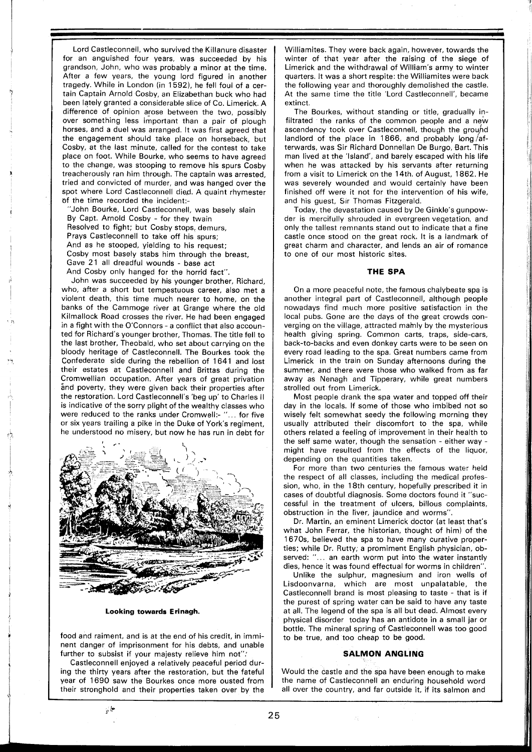Lord Castleconnell, who survived the Killanure disaster for an anguished four years, was succeeded by his grandson, John, who was probably a minor at the time. After a few years, the young lord figured in another tragedy. While in London (in 1592), he fell foul of a certain Captain Arnold Cosby, an Elizabethan buck who had been lately granted a considerable slice of Co. Limerick. A difference of opinion arose between the two, possibly over something less important than a pair of plough horses, and a duel was arranged. It was first agreed that the engagement should take place on horseback, but Cosby, at the last minute, called for the contest to take place on foot. While Bourke, who seems to have agreed to the change, was stooping to remove his spurs Cosby treacherously ran him through. The captain was arrested, tried and convicted of murder, and was hanged over the spot where Lord Castleconnell died. A quaint rhymester of the time recorded the incident:-

"John Bourke, Lord Castleconnell, was basely slain
By Capt. Arnold Cosby - for they twain
Resolved to fight; but Cosby stops, demurs,
Prays Castleconnell to take off his spurs;
And as he stooped, yielding to his request;
Cosby most basely stabs him through the breast,
Gave 21 all dreadful wounds - base act
And Cosby only hanged for the horrid fact".

John was succeeded by his younger brother, Richard, who, after a short but tempestuous career, also met a violent death, this time much nearer to home, on the banks of the Cammoge river at Grange where the old Kilmallock Road crosses the river. He had been engaged in a fight with the O'Connors - a conflict that also accounted for Richard's younger brother, Thomas. The title fell to the last brother, Theobald, who set about carrying on the bloody heritage of Castleconnell. The Bourkes took the Confederate side during the rebellion of 1641 and lost their estates at Castleconnell and Brittas during the Cromwellian occupation. After years of great privation and poverty, they were given back their properties after the restoration. Lord Castleconnell's 'beg up' to Charles II is indicative of the sorry plight of the wealthy classes who were reduced to the ranks under Cromwell:- "... for five or six years trailing a pike in the Duke of York's regiment, he understood no misery, but now he has run in debt for food and raiment, and is at the end of his credit, in imminent danger of imprisonment for his debts, and unable further to subsist if your majesty relieve him not".

**Looking towards Erinagh.**

Castleconnell enjoyed a relatively peaceful period during the thirty years after the restoration, but the fateful year of 1690 saw the Bourkes once more ousted from their stronghold and their properties taken over by the Williamites. They were back again, however, towards the winter of that year after the raising of the siege of Limerick and the withdrawal of William's army to winter quarters. It was a short respite: the Williamites were back the following year and thoroughly demolished the castle. At the same time the title 'Lord Castleconnell', became extinct.

The Bourkes, without standing or title, gradually infiltrated the ranks of the common people and a new ascendancy took over Castleconnell, though the ground landlord of the place in 1866, and probably long afterwards, was Sir Richard Donnellan De Burgo, Bart. This man lived at the 'Island', and barely escaped with his life when he was attacked by his servants after returning from a visit to Limerick on the 14th. of August, 1862. He was severely wounded and would certainly have been finished off were it not for the intervention of his wife, and his guest, Sir Thomas Fitzgerald.

Today, the devastation caused by De Ginkle's gunpowder is mercifully shrouded in evergreen vegetation, and only the tallest remnants stand out to indicate that a fine castle once stood on the great rock. It is a landmark of great charm and character, and lends an air of romance to one of our most historic sites.

## THE SPA

On a more peaceful note, the famous chalybeate spa is another integral part of Castleconnell, although people nowadays find much more positive satisfaction in the local pubs. Gone are the days of the great crowds converging on the village, attracted mainly by the mysterious health giving spring. Common carts, traps, side-cars, back-to-backs and even donkey carts were to be seen on every road leading to the spa. Great numbers came from Limerick in the train on Sunday afternoons during the summer, and there were those who walked from as far away as Nenagh and Tipperary, while great numbers strolled out from Limerick.

Most people drank the spa water and topped off their day in the locals. If some of those who imbibed not so wisely felt somewhat seedy the following morning they usually attributed their discomfort to the spa, while others related a feeling of improvement in their health to the self same water, though the sensation - either way - might have resulted from the effects of the liquor, depending on the quantities taken.

For more than two centuries the famous water held the respect of all classes, including the medical profession, who, in the 18th century, hopefully prescribed it in cases of doubtful diagnosis. Some doctors found it "successful in the treatment of ulcers, billous complaints, obstruction in the liver, jaundice and worms".

Dr. Martin, an eminent Limerick doctor (at least that's what John Ferrar, the historian, thought of him) of the 1670s, believed the spa to have many curative properties; while Dr. Rutty, a prominent English physician, observed: "... an earth worm put into the water instantly dies, hence it was found effectual for worms in children".

Unlike the sulphur, magnesium and iron wells of Lisdoonvarna, which are most unpalatable, the Castleconnell brand is most pleasing to taste - that is if the purest of spring water can be said to have any taste at all. The legend of the spa is all but dead. Almost every physical disorder today has an antidote in a small jar or bottle. The mineral spring of Castleconnell was too good to be true, and too cheap to be good.

## SALMON ANGLING

Would the castle and the spa have been enough to make the name of Castleconnell an enduring household word all over the country, and far outside it, if its salmon and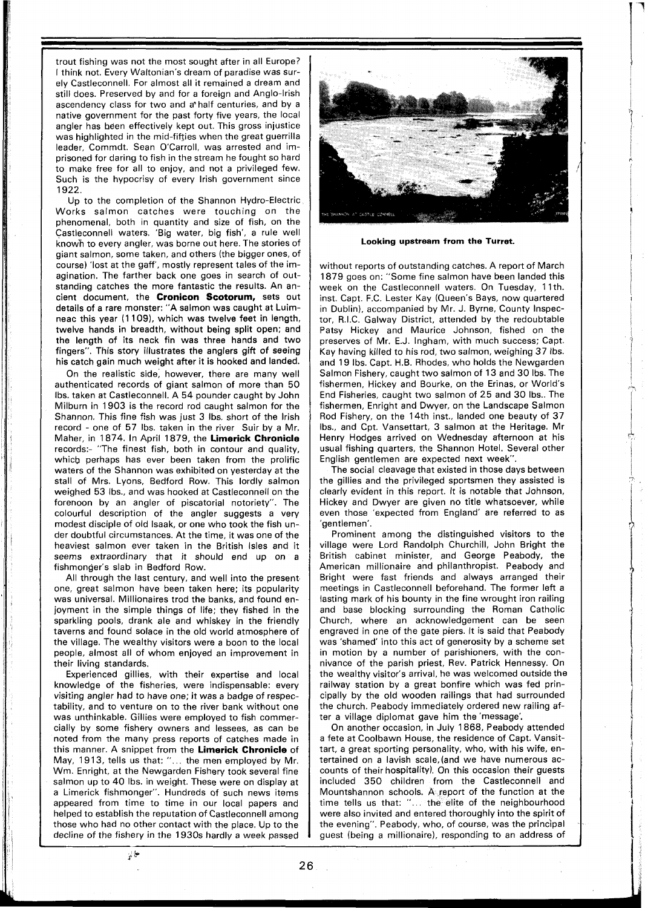trout fishing was not the most sought after in all Europe? I think not. Every Waltonian's dream of paradise was surely Castleconnell. For almost all it remained a dream and still does. Preserved by and for a foreign and Anglo-Irish ascendency class for two and a half centuries, and by a native government for the past forty five years, the local angler has been effectively kept out. This gross injustice was highlighted in the mid-fifties when the great guerrilla leader, Commdt. Sean O'Carroll, was arrested and imprisoned for daring to fish in the stream he fought so hard to make free for all to enjoy, and not a privileged few. Such is the hypocrisy of every Irish government since 1922.

Up to the completion of the Shannon Hydro-Electric Works salmon catches were touching on the phenomenal, both in quantity and size of fish, on the Castleconnell waters. 'Big water, big fish', a rule well known to every angler, was borne out here. The stories of giant salmon, some taken, and others (the bigger ones, of course) 'lost at the gaff', mostly represent tales of the imagination. The farther back one goes in search of outstanding catches the more fantastic the results. An ancient document, the **Cronicon Scotorum,** sets out details of a rare monster: "A salmon was caught at Luimneac this year (1109), which was twelve feet in length, twelve hands in breadth, without being split open; and the length of its neck fin was three hands and two fingers". This story illustrates the anglers gift of seeing his catch gain much weight after it is hooked and landed.

On the realistic side, however, there are many well authenticated records of giant salmon of more than 50 lbs. taken at Castleconnell. A 54 pounder caught by John Milburn in 1903 is the record rod caught salmon for the Shannon. This fine fish was just 3 lbs. short of the Irish record - one of 57 lbs. taken in the river Suir by a Mr. Maher, in 1874. In April 1879, the **Limerick Chronicle** records:- "The finest fish, both in contour and quality, which perhaps has ever been taken from the prolific waters of the Shannon was exhibited on yesterday at the stall of Mrs. Lyons, Bedford Row. This lordly salmon weighed 53 lbs., and was hooked at Castleconnell on the forenoon by an angler of piscatorial notoriety". The colourful description of the angler suggests a very modest disciple of old Isaak, or one who took the fish under doubtful circumstances. At the time, it was one of the heaviest salmon ever taken in the British Isles and it seems extraordinary that it should end up on a fishmonger's slab in Bedford Row.

All through the last century, and well into the present one, great salmon have been taken here; its popularity was universal. Millionaires trod the banks, and found enjoyment in the simple things of life; they fished in the sparkling pools, drank ale and whiskey in the friendly taverns and found solace in the old world atmosphere of the village. The wealthy visitors were a boon to the local people, almost all of whom enjoyed an improvement in their living standards.

Experienced gillies, with their expertise and local knowledge of the fisheries, were indispensable: every visiting angler had to have one; it was a badge of respectability, and to venture on to the river bank without one was unthinkable. Gillies were employed to fish commercially by some fishery owners and lessees, as can be noted from the many press reports of catches made in this manner. A snippet from the **Limerick Chronicle** of May, 1913, tells us that: "... the men employed by Mr. Wm. Enright, at the Newgarden Fishery took several fine salmon up to 40 lbs. in weight. These were on display at a Limerick fishmonger". Hundreds of such news items appeared from time to time in our local papers and helped to establish the reputation of Castleconnell among those who had no other contact with the place. Up to the decline of the fishery in the 1930s hardly a week passed without reports of outstanding catches. A report of March 1879 goes on: "Some fine salmon have been landed this week on the Castleconnell waters. On Tuesday, 11th. inst. Capt. F.C. Lester Kay (Queen's Bays, now quartered in Dublin), accompanied by Mr. J. Byrne, County Inspector, R.I.C. Galway District, attended by the redoubtable Patsy Hickey and Maurice Johnson, fished on the preserves of Mr. E.J. Ingham, with much success; Capt. Kay having killed to his rod, two salmon, weighing 37 lbs. and 19 lbs. Capt. H.B. Rhodes, who holds the Newgarden Salmon Fishery, caught two salmon of 13 and 30 lbs. The fishermen, Hickey and Bourke, on the Erinas, or World's End Fisheries, caught two salmon of 25 and 30 lbs.. The fishermen, Enright and Dwyer, on the Landscape Salmon Rod Fishery, on the 14th inst., landed one beauty of 37 lbs., and Cpt. Vansettart, 3 salmon at the Heritage. Mr Henry Hodges arrived on Wednesday afternoon at his usual fishing quarters, the Shannon Hotel. Several other English gentlemen are expected next week".

**Looking upstream from the Turret.**

The social cleavage that existed in those days between the gillies and the privileged sportsmen they assisted is clearly evident in this report. It is notable that Johnson, Hickey and Dwyer are given no title whatsoever, while even those 'expected from England' are referred to as 'gentlemen'.

Prominent among the distinguished visitors to the village were Lord Randolph Churchill, John Bright the British cabinet minister, and George Peabody, the American millionaire and philanthropist. Peabody and Bright were fast friends and always arranged their meetings in Castleconnell beforehand. The former left a lasting mark of his bounty in the fine wrought iron railing and base blocking surrounding the Roman Catholic Church, where an acknowledgement can be seen engraved in one of the gate piers. It is said that Peabody was 'shamed' into this act of generosity by a scheme set in motion by a number of parishioners, with the connivance of the parish priest, Rev. Patrick Hennessy. On the wealthy visitor's arrival, he was welcomed outside the railway station by a great bonfire which was fed principally by the old wooden railings that had surrounded the church. Peabody immediately ordered new railing after a village diplomat gave him the 'message'.

On another occasion, in July 1868, Peabody attended a fete at Coolbawn House, the residence of Capt. Vansittart, a great sporting personality, who, with his wife, entertained on a lavish scale, (and we have numerous accounts of their hospitality). On this occasion their guests included 350 children from the Castleconnell and Mountshannon schools. A report of the function at the time tells us that: "... the elite of the neighbourhood were also invited and entered thoroughly into the spirit of the evening". Peabody, who, of course, was the principal guest (being a millionaire), responding to an address of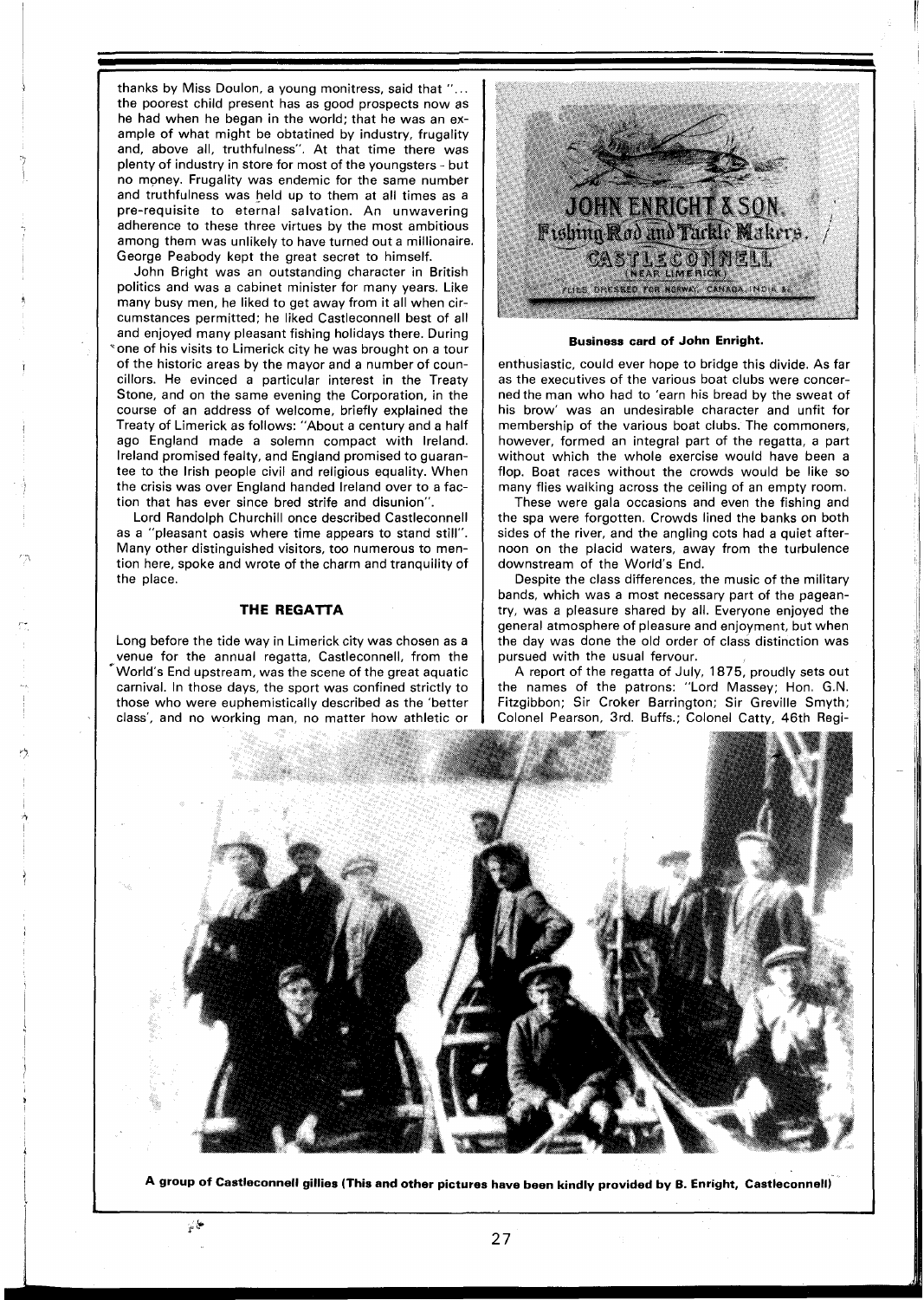thanks by Miss Doulon, a young monitress, said that "... the poorest child present has as good prospects now as he had when he began in the world; that he was an example of what might be obtatined by industry, frugality and, above all, truthfulness". At that time there was plenty of industry in store for most of the youngsters - but no money. Frugality was endemic for the same number and truthfulness was held up to them at all times as a pre-requisite to eternal salvation. An unwavering adherence to these three virtues by the most ambitious among them was unlikely to have turned out a millionaire. George Peabody kept the great secret to himself.

John Bright was an outstanding character in British politics and was a cabinet minister for many years. Like many busy men, he liked to get away from it all when circumstances permitted; he liked Castleconnell best of all and enjoyed many pleasant fishing holidays there. During one of his visits to Limerick city he was brought on a tour of the historic areas by the mayor and a number of councillors. He evinced a particular interest in the Treaty Stone, and on the same evening the Corporation, in the course of an address of welcome, briefly explained the Treaty of Limerick as follows: "About a century and a half ago England made a solemn compact with Ireland. Ireland promised fealty, and England promised to guarantee to the Irish people civil and religious equality. When the crisis was over England handed Ireland over to a faction that has ever since bred strife and disunion".

Lord Randolph Churchill once described Castleconnell as a "pleasant oasis where time appears to stand still". Many other distinguished visitors, too numerous to mention here, spoke and wrote of the charm and tranquility of the place.

## THE REGATTA

Long before the tide way in Limerick city was chosen as a venue for the annual regatta, Castleconnell, from the World's End upstream, was the scene of the great aquatic carnival. In those days, the sport was confined strictly to those who were euphemistically described as the 'better class', and no working man, no matter how athletic or enthusiastic, could ever hope to bridge this divide. As far as the executives of the various boat clubs were concerned the man who had to 'earn his bread by the sweat of his brow' was an undesirable character and unfit for membership of the various boat clubs. The commoners, however, formed an integral part of the regatta, a part without which the whole exercise would have been a flop. Boat races without the crowds would be like so many flies walking across the ceiling of an empty room.

JOHN ENRIGHT & SON, Fishing Rod and Tackle Makers. CASTLECONNELL (NEAR LIMERICK) FLIES DRESSED FOR NORWAY, CANADA, INDIA, &c.

**Business card of John Enright.**

These were gala occasions and even the fishing and the spa were forgotten. Crowds lined the banks on both sides of the river, and the angling cots had a quiet afternoon on the placid waters, away from the turbulence downstream of the World's End.

Despite the class differences, the music of the military bands, which was a most necessary part of the pageantry, was a pleasure shared by all. Everyone enjoyed the general atmosphere of pleasure and enjoyment, but when the day was done the old order of class distinction was pursued with the usual fervour.

A report of the regatta of July, 1875, proudly sets out the names of the patrons: "Lord Massey; Hon. G.N. Fitzgibbon; Sir Croker Barrington; Sir Greville Smyth; Colonel Pearson, 3rd. Buffs.; Colonel Catty, 46th Regi-

**A group of Castleconnell gillies (This and other pictures have been kindly provided by B. Enright, Castleconnell)**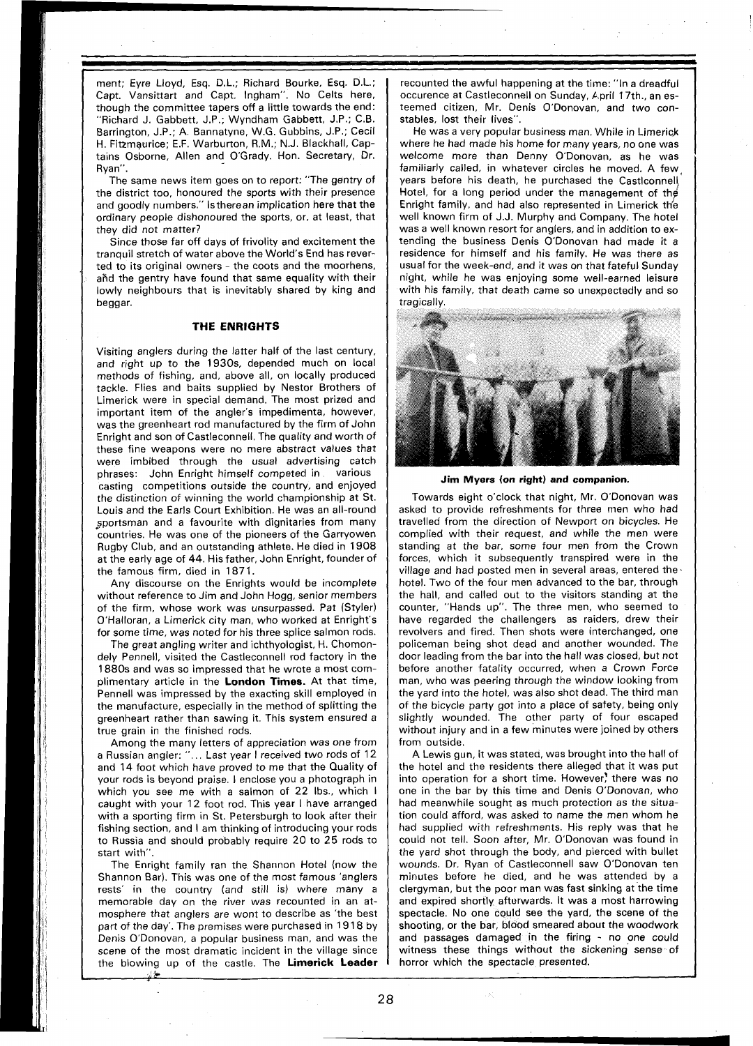ment; Eyre Lloyd, Esq. D.L.; Richard Bourke, Esq. D.L.; Capt. Vansittart and Capt. Ingham". No Celts here, though the committee tapers off a little towards the end: "Richard J. Gabbett, J.P.; Wyndham Gabbett, J.P.; C.B. Barrington, J.P.; A. Bannatyne, W.G. Gubbins, J.P.; Cecil H. Fitzmaurice; E.F. Warburton, R.M.; N.J. Blackhall, Captains Osborne, Allen and O'Grady. Hon. Secretary, Dr. Ryan".

The same news item goes on to report: "The gentry of the district too, honoured the sports with their presence and goodly numbers." Is there an implication here that the ordinary people dishonoured the sports, or, at least, that they did not matter?

Since those far off days of frivolity and excitement the tranquil stretch of water above the World's End has reverted to its original owners - the coots and the moorhens, and the gentry have found that same equality with their lowly neighbours that is inevitably shared by king and beggar.

### THE ENRIGHTS

Visiting anglers during the latter half of the last century, and right up to the 1930s, depended much on local methods of fishing, and, above all, on locally produced tackle. Flies and baits supplied by Nestor Brothers of Limerick were in special demand. The most prized and important item of the angler's impedimenta, however, was the greenheart rod manufactured by the firm of John Enright and son of Castleconnell. The quality and worth of these fine weapons were no mere abstract values that were imbibed through the usual advertising catch phrases: John Enright himself competed in various casting competitions outside the country, and enjoyed the distinction of winning the world championship at St. Louis and the Earls Court Exhibition. He was an all-round sportsman and a favourite with dignitaries from many countries. He was one of the pioneers of the Garryowen Rugby Club, and an outstanding athlete. He died in 1908 at the early age of 44. His father, John Enright, founder of the famous firm, died in 1871.

Any discourse on the Enrights would be incomplete without reference to Jim and John Hogg, senior members of the firm, whose work was unsurpassed. Pat (Styler) O'Halloran, a Limerick city man, who worked at Enright's for some time, was noted for his three splice salmon rods.

The great angling writer and ichthyologist, H. Chomondely Pennell, visited the Castleconnell rod factory in the 1880s and was so impressed that he wrote a most complimentary article in the **London Times**. At that time, Pennell was impressed by the exacting skill employed in the manufacture, especially in the method of splitting the greenheart rather than sawing it. This system ensured a true grain in the finished rods.

Among the many letters of appreciation was one from a Russian angler: "... Last year I received two rods of 12 and 14 foot which have proved to me that the Quality of your rods is beyond praise. I enclose you a photograph in which you see me with a salmon of 22 lbs., which I caught with your 12 foot rod. This year I have arranged with a sporting firm in St. Petersburgh to look after their fishing section, and I am thinking of introducing your rods to Russia and should probably require 20 to 25 rods to start with".

The Enright family ran the Shannon Hotel (now the Shannon Bar). This was one of the most famous 'anglers rests' in the country (and still is) where many a memorable day on the river was recounted in an atmosphere that anglers are wont to describe as 'the best part of the day'. The premises were purchased in 1918 by Denis O'Donovan, a popular business man, and was the scene of the most dramatic incident in the village since the blowing up of the castle. The **Limerick Leader** recounted the awful happening at the time: "In a dreadful occurence at Castleconnell on Sunday, April 17th., an esteemed citizen, Mr. Denis O'Donovan, and two constables, lost their lives".

He was a very popular business man. While in Limerick where he had made his home for many years, no one was welcome more than Denny O'Donovan, as he was familiarly called, in whatever circles he moved. A few years before his death, he purchased the Castlconnell Hotel, for a long period under the management of the Enright family, and had also represented in Limerick the well known firm of J.J. Murphy and Company. The hotel was a well known resort for anglers, and in addition to extending the business Denis O'Donovan had made it a residence for himself and his family. He was there as usual for the week-end, and it was on that fateful Sunday night, while he was enjoying some well-earned leisure with his family, that death came so unexpectedly and so tragically.

**Jim Myers (on right) and companion.**

Towards eight o'clock that night, Mr. O'Donovan was asked to provide refreshments for three men who had travelled from the direction of Newport on bicycles. He complied with their request, and while the men were standing at the bar, some four men from the Crown forces, which it subsequently transpired were in the village and had posted men in several areas, entered the hotel. Two of the four men advanced to the bar, through the hall, and called out to the visitors standing at the counter, "Hands up". The three men, who seemed to have regarded the challengers as raiders, drew their revolvers and fired. Then shots were interchanged, one policeman being shot dead and another wounded. The door leading from the bar into the hall was closed, but not before another fatality occurred, when a Crown Force man, who was peering through the window looking from the yard into the hotel, was also shot dead. The third man of the bicycle party got into a place of safety, being only slightly wounded. The other party of four escaped without injury and in a few minutes were joined by others from outside.

A Lewis gun, it was stated, was brought into the hall of the hotel and the residents there alleged that it was put into operation for a short time. However, there was no one in the bar by this time and Denis O'Donovan, who had meanwhile sought as much protection as the situation could afford, was asked to name the men whom he had supplied with refreshments. His reply was that he could not tell. Soon after, Mr. O'Donovan was found in the yard shot through the body, and pierced with bullet wounds. Dr. Ryan of Castleconnell saw O'Donovan ten minutes before he died, and he was attended by a clergyman, but the poor man was fast sinking at the time and expired shortly afterwards. It was a most harrowing spectacle. No one could see the yard, the scene of the shooting, or the bar, blood smeared about the woodwork and passages damaged in the firing - no one could witness these things without the sickening sense of horror which the spectacle presented.